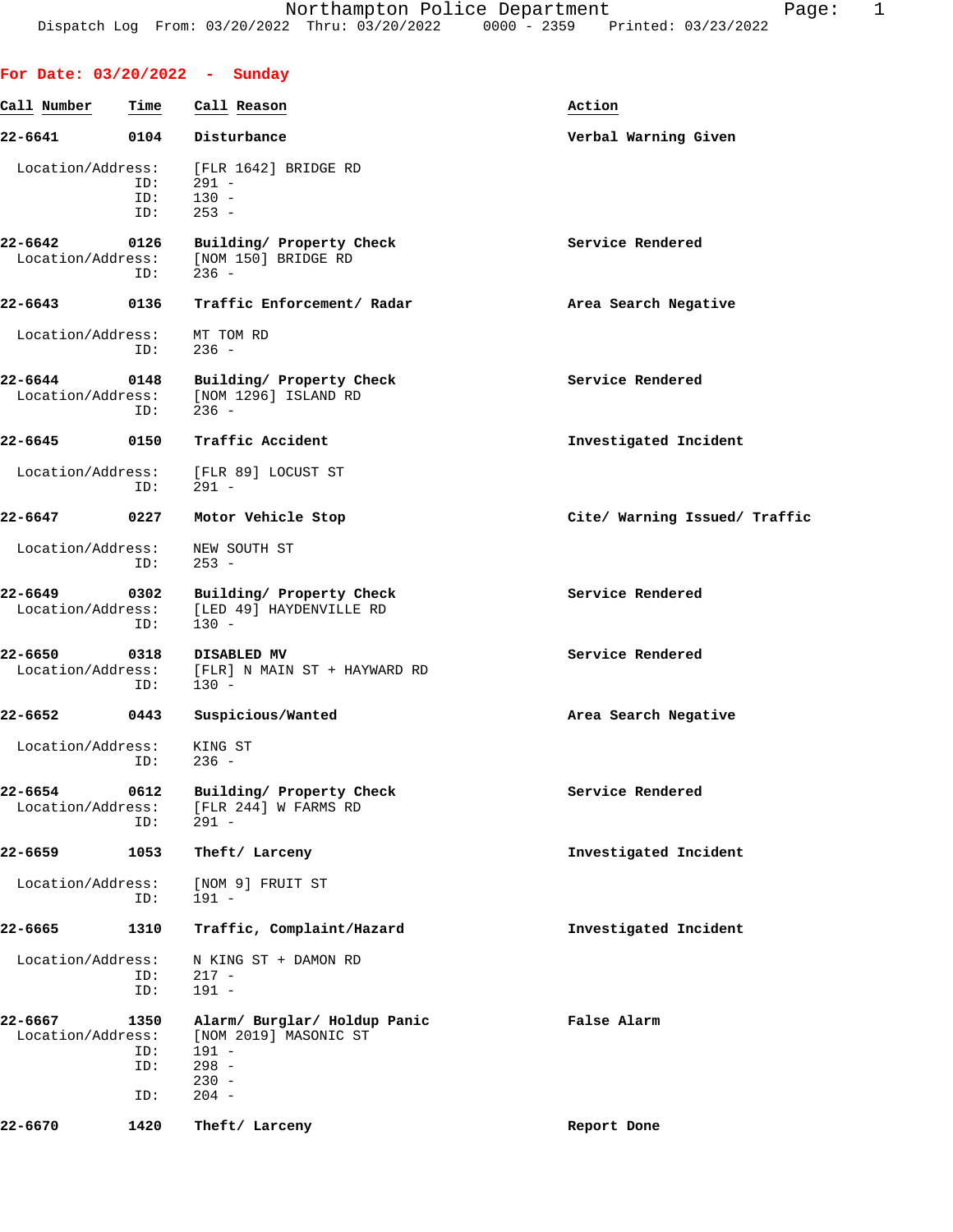For Date: 03/20/2022 - Sunday

| Call Number | Time | Call Reason | Action |
|---|---|---|---|
| 22-6641 | 0104 | Disturbance | Verbal Warning Given |

Location/Address: [FLR 1642] BRIDGE RD
ID: 291 -
ID: 130 -
ID: 253 -

**22-6642** 0126 **Building/ Property Check** — **Service Rendered**
Location/Address: [NOM 150] BRIDGE RD
ID: 236 -

**22-6643** 0136 **Traffic Enforcement/ Radar** — **Area Search Negative**
Location/Address: MT TOM RD
ID: 236 -

**22-6644** 0148 **Building/ Property Check** — **Service Rendered**
Location/Address: [NOM 1296] ISLAND RD
ID: 236 -

**22-6645** 0150 **Traffic Accident** — **Investigated Incident**
Location/Address: [FLR 89] LOCUST ST
ID: 291 -

**22-6647** 0227 **Motor Vehicle Stop** — **Cite/ Warning Issued/ Traffic**
Location/Address: NEW SOUTH ST
ID: 253 -

**22-6649** 0302 **Building/ Property Check** — **Service Rendered**
Location/Address: [LED 49] HAYDENVILLE RD
ID: 130 -

**22-6650** 0318 **DISABLED MV** — **Service Rendered**
Location/Address: [FLR] N MAIN ST + HAYWARD RD
ID: 130 -

**22-6652** 0443 **Suspicious/Wanted** — **Area Search Negative**
Location/Address: KING ST
ID: 236 -

**22-6654** 0612 **Building/ Property Check** — **Service Rendered**
Location/Address: [FLR 244] W FARMS RD
ID: 291 -

**22-6659** 1053 **Theft/ Larceny** — **Investigated Incident**
Location/Address: [NOM 9] FRUIT ST
ID: 191 -

**22-6665** 1310 **Traffic, Complaint/Hazard** — **Investigated Incident**
Location/Address: N KING ST + DAMON RD
ID: 217 -
ID: 191 -

**22-6667** 1350 **Alarm/ Burglar/ Holdup Panic** — **False Alarm**
Location/Address: [NOM 2019] MASONIC ST
ID: 191 -
ID: 298 -
230 -
ID: 204 -

**22-6670** 1420 **Theft/ Larceny** — **Report Done**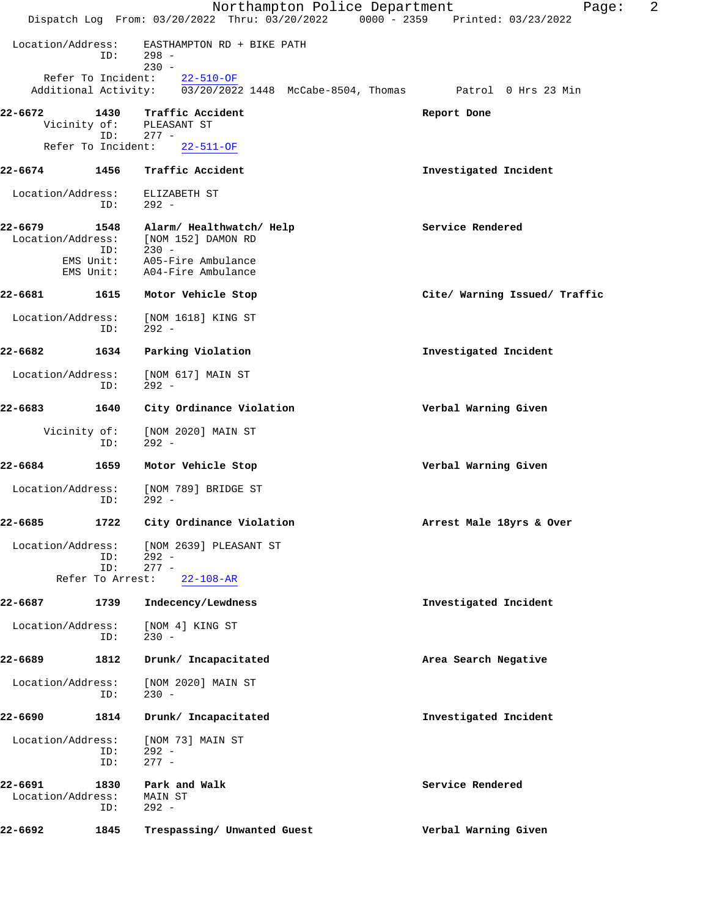Location/Address: EASTHAMPTON RD + BIKE PATH
ID: 298 -
230 -
Refer To Incident: 22-510-OF
Additional Activity: 03/20/2022 1448 McCabe-8504, Thomas Patrol 0 Hrs 23 Min

**22-6672 1430 Traffic Accident** **Report Done**
Vicinity of: PLEASANT ST
ID: 277 -
Refer To Incident: 22-511-OF

**22-6674 1456 Traffic Accident** **Investigated Incident**

Location/Address: ELIZABETH ST
ID: 292 -

**22-6679 1548 Alarm/ Healthwatch/ Help** **Service Rendered**
Location/Address: [NOM 152] DAMON RD
ID: 230 -
EMS Unit: A05-Fire Ambulance
EMS Unit: A04-Fire Ambulance

**22-6681 1615 Motor Vehicle Stop** **Cite/ Warning Issued/ Traffic**

Location/Address: [NOM 1618] KING ST
ID: 292 -

**22-6682 1634 Parking Violation** **Investigated Incident**

Location/Address: [NOM 617] MAIN ST
ID: 292 -

**22-6683 1640 City Ordinance Violation** **Verbal Warning Given**

Vicinity of: [NOM 2020] MAIN ST
ID: 292 -

**22-6684 1659 Motor Vehicle Stop** **Verbal Warning Given**

Location/Address: [NOM 789] BRIDGE ST
ID: 292 -

**22-6685 1722 City Ordinance Violation** **Arrest Male 18yrs & Over**

Location/Address: [NOM 2639] PLEASANT ST
ID: 292 -
ID: 277 -
Refer To Arrest: 22-108-AR

**22-6687 1739 Indecency/Lewdness** **Investigated Incident**

Location/Address: [NOM 4] KING ST
ID: 230 -

**22-6689 1812 Drunk/ Incapacitated** **Area Search Negative**

Location/Address: [NOM 2020] MAIN ST
ID: 230 -

**22-6690 1814 Drunk/ Incapacitated** **Investigated Incident**

Location/Address: [NOM 73] MAIN ST
ID: 292 -
ID: 277 -

**22-6691 1830 Park and Walk** **Service Rendered**
Location/Address: MAIN ST
ID: 292 -

**22-6692 1845 Trespassing/ Unwanted Guest** **Verbal Warning Given**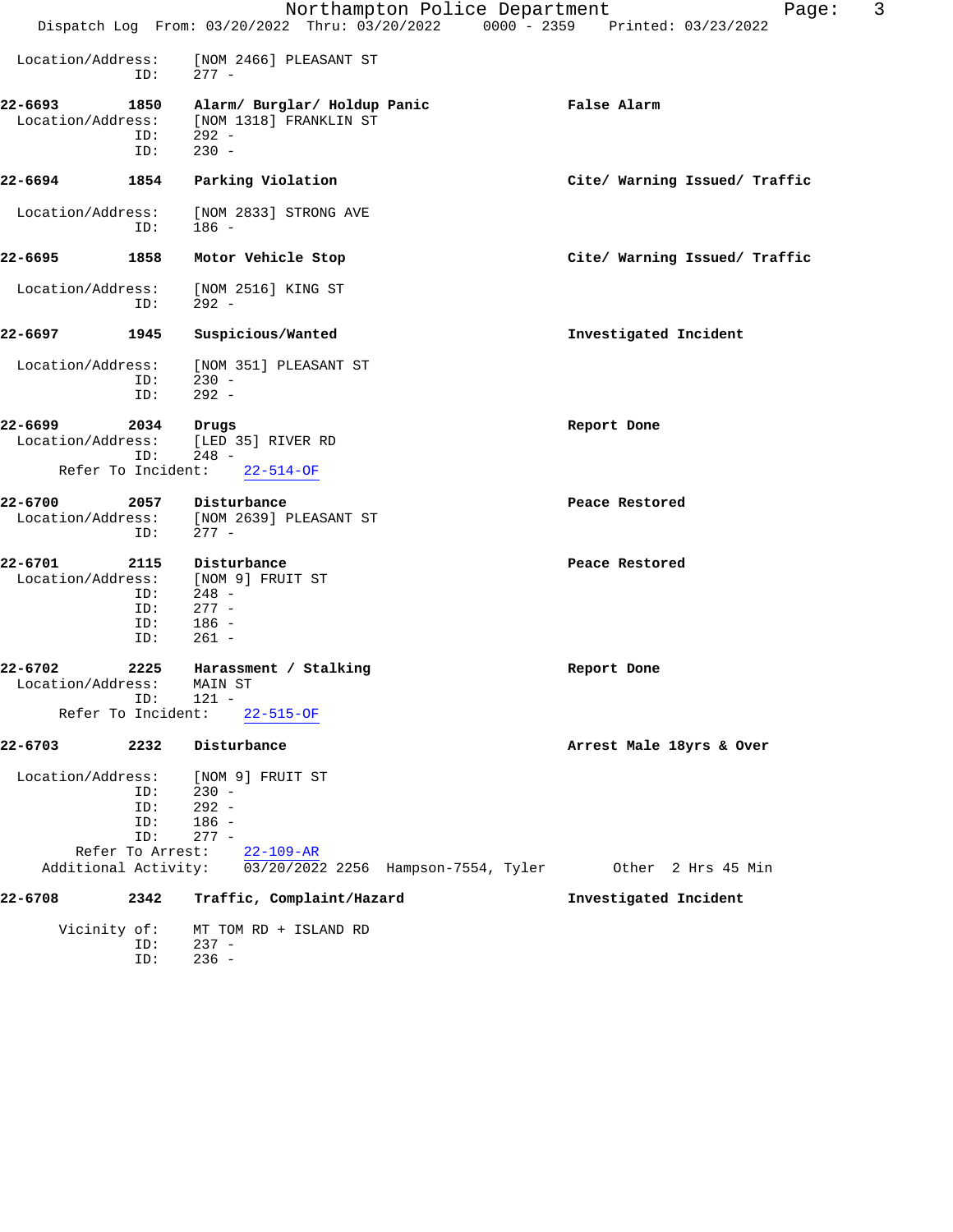Location/Address: [NOM 2466] PLEASANT ST
ID: 277 -

**22-6693 1850 Alarm/ Burglar/ Holdup Panic** — **False Alarm**
Location/Address: [NOM 1318] FRANKLIN ST
ID: 292 -
ID: 230 -

**22-6694 1854 Parking Violation** — **Cite/ Warning Issued/ Traffic**
Location/Address: [NOM 2833] STRONG AVE
ID: 186 -

**22-6695 1858 Motor Vehicle Stop** — **Cite/ Warning Issued/ Traffic**
Location/Address: [NOM 2516] KING ST
ID: 292 -

**22-6697 1945 Suspicious/Wanted** — **Investigated Incident**
Location/Address: [NOM 351] PLEASANT ST
ID: 230 -
ID: 292 -

**22-6699 2034 Drugs** — **Report Done**
Location/Address: [LED 35] RIVER RD
ID: 248 -
Refer To Incident: 22-514-OF

**22-6700 2057 Disturbance** — **Peace Restored**
Location/Address: [NOM 2639] PLEASANT ST
ID: 277 -

**22-6701 2115 Disturbance** — **Peace Restored**
Location/Address: [NOM 9] FRUIT ST
ID: 248 -
ID: 277 -
ID: 186 -
ID: 261 -

**22-6702 2225 Harassment / Stalking** — **Report Done**
Location/Address: MAIN ST
ID: 121 -
Refer To Incident: 22-515-OF

**22-6703 2232 Disturbance** — **Arrest Male 18yrs & Over**
Location/Address: [NOM 9] FRUIT ST
ID: 230 -
ID: 292 -
ID: 186 -
ID: 277 -
Refer To Arrest: 22-109-AR
Additional Activity: 03/20/2022 2256 Hampson-7554, Tyler Other 2 Hrs 45 Min

**22-6708 2342 Traffic, Complaint/Hazard** — **Investigated Incident**
Vicinity of: MT TOM RD + ISLAND RD
ID: 237 -
ID: 236 -